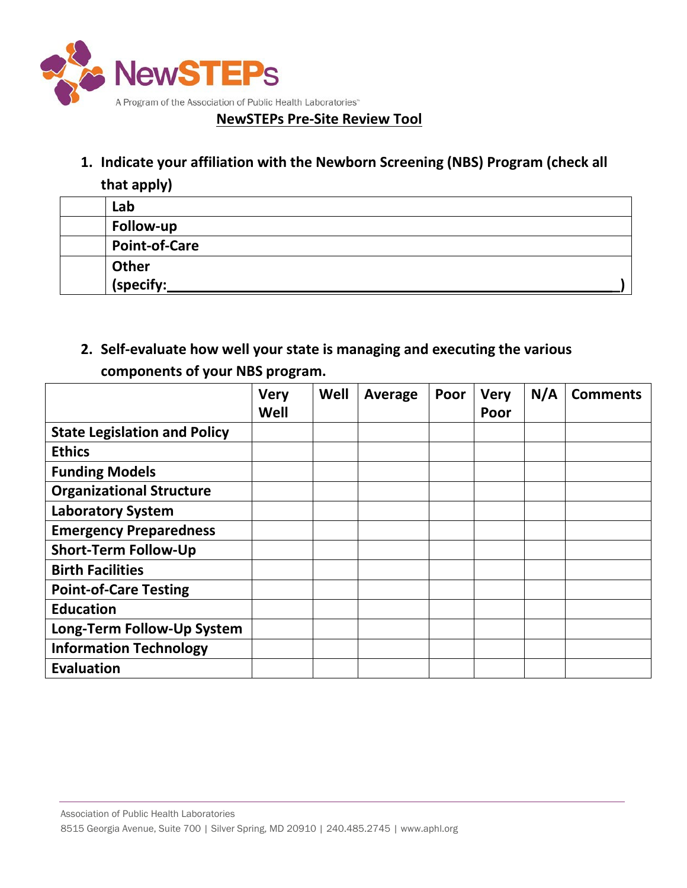NewSTEPs

A Program of the Association of Public Health Laboratories

# NewSTEPs Pre-Site Review Tool

**1. Indicate your affiliation with the Newborn Screening (NBS) Program (check all that apply)**

| | |
|---|---|
| | **Lab** |
| | **Follow-up** |
| | **Point-of-Care** |
| | **Other (specify:________________________________________)** |

**2. Self-evaluate how well your state is managing and executing the various components of your NBS program.**

| | Very Well | Well | Average | Poor | Very Poor | N/A | Comments |
|---|---|---|---|---|---|---|---|
| **State Legislation and Policy** | | | | | | | |
| **Ethics** | | | | | | | |
| **Funding Models** | | | | | | | |
| **Organizational Structure** | | | | | | | |
| **Laboratory System** | | | | | | | |
| **Emergency Preparedness** | | | | | | | |
| **Short-Term Follow-Up** | | | | | | | |
| **Birth Facilities** | | | | | | | |
| **Point-of-Care Testing** | | | | | | | |
| **Education** | | | | | | | |
| **Long-Term Follow-Up System** | | | | | | | |
| **Information Technology** | | | | | | | |
| **Evaluation** | | | | | | | |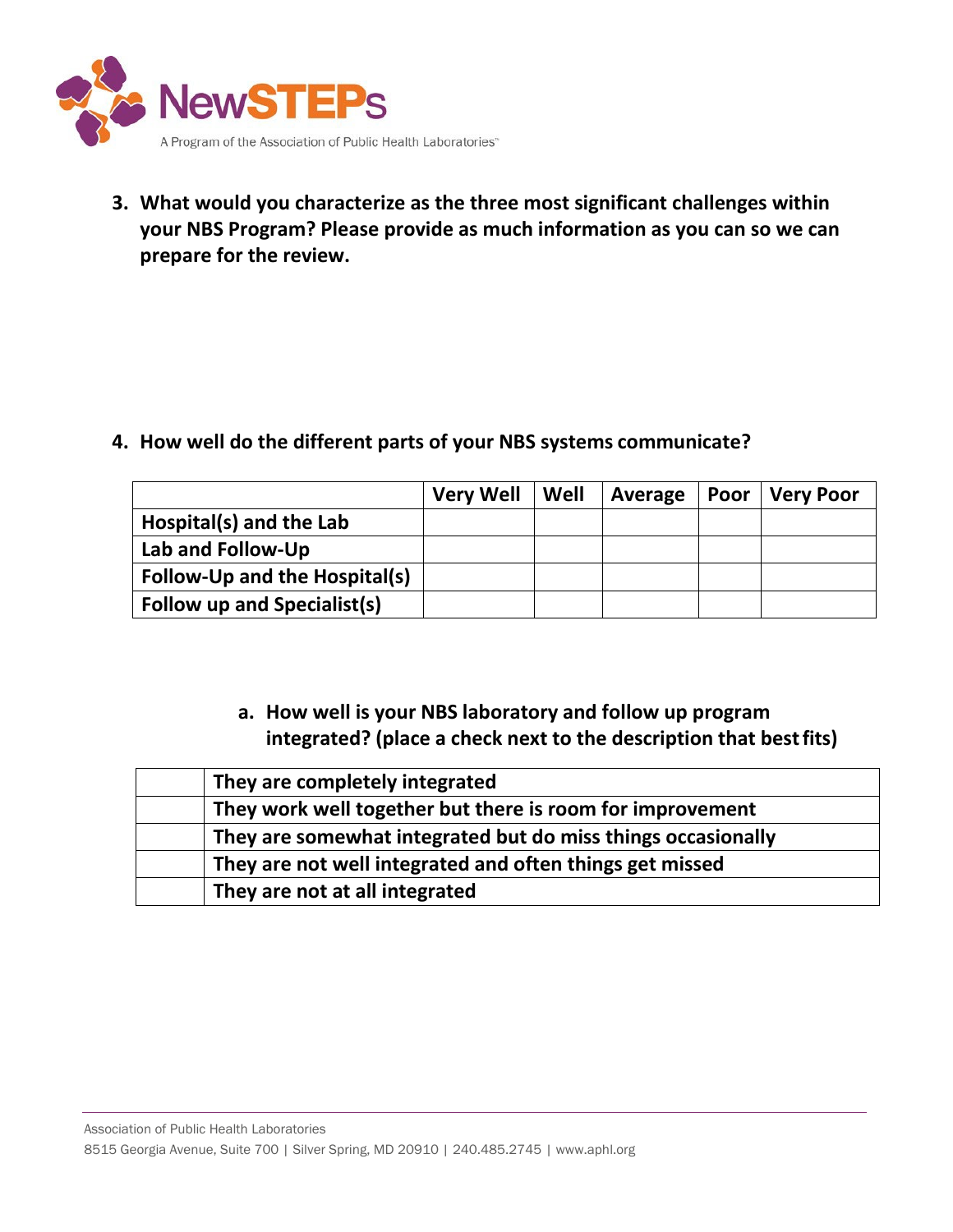3. **What would you characterize as the three most significant challenges within your NBS Program? Please provide as much information as you can so we can prepare for the review.**

4. **How well do the different parts of your NBS systems communicate?**

| | Very Well | Well | Average | Poor | Very Poor |
|---|---|---|---|---|---|
| **Hospital(s) and the Lab** | | | | | |
| **Lab and Follow-Up** | | | | | |
| **Follow-Up and the Hospital(s)** | | | | | |
| **Follow up and Specialist(s)** | | | | | |

   a. **How well is your NBS laboratory and follow up program integrated? (place a check next to the description that best fits)**

| | |
|---|---|
| | **They are completely integrated** |
| | **They work well together but there is room for improvement** |
| | **They are somewhat integrated but do miss things occasionally** |
| | **They are not well integrated and often things get missed** |
| | **They are not at all integrated** |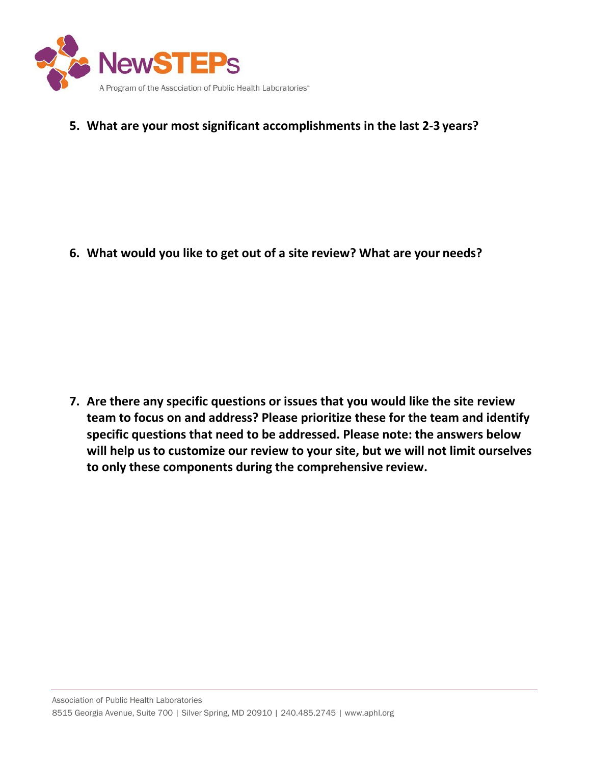5. **What are your most significant accomplishments in the last 2-3 years?**

6. **What would you like to get out of a site review? What are your needs?**

7. **Are there any specific questions or issues that you would like the site review team to focus on and address? Please prioritize these for the team and identify specific questions that need to be addressed. Please note: the answers below will help us to customize our review to your site, but we will not limit ourselves to only these components during the comprehensive review.**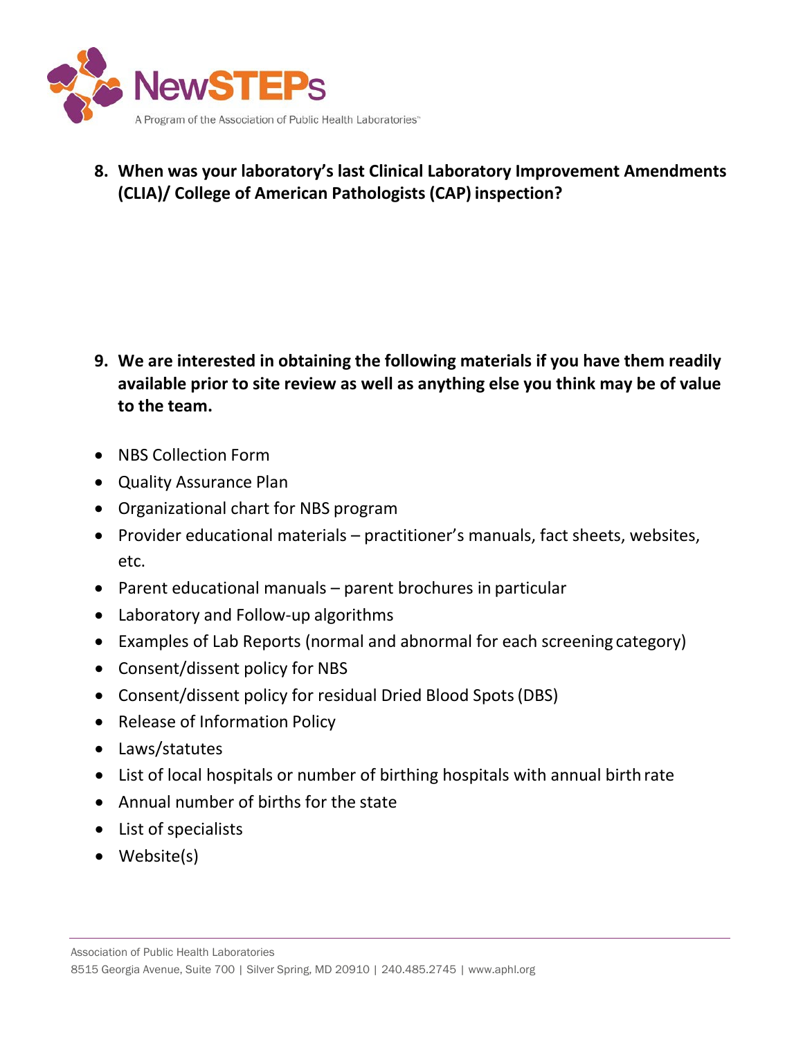**8. When was your laboratory's last Clinical Laboratory Improvement Amendments (CLIA)/ College of American Pathologists (CAP) inspection?**

**9. We are interested in obtaining the following materials if you have them readily available prior to site review as well as anything else you think may be of value to the team.**

- NBS Collection Form
- Quality Assurance Plan
- Organizational chart for NBS program
- Provider educational materials – practitioner's manuals, fact sheets, websites, etc.
- Parent educational manuals – parent brochures in particular
- Laboratory and Follow-up algorithms
- Examples of Lab Reports (normal and abnormal for each screening category)
- Consent/dissent policy for NBS
- Consent/dissent policy for residual Dried Blood Spots (DBS)
- Release of Information Policy
- Laws/statutes
- List of local hospitals or number of birthing hospitals with annual birth rate
- Annual number of births for the state
- List of specialists
- Website(s)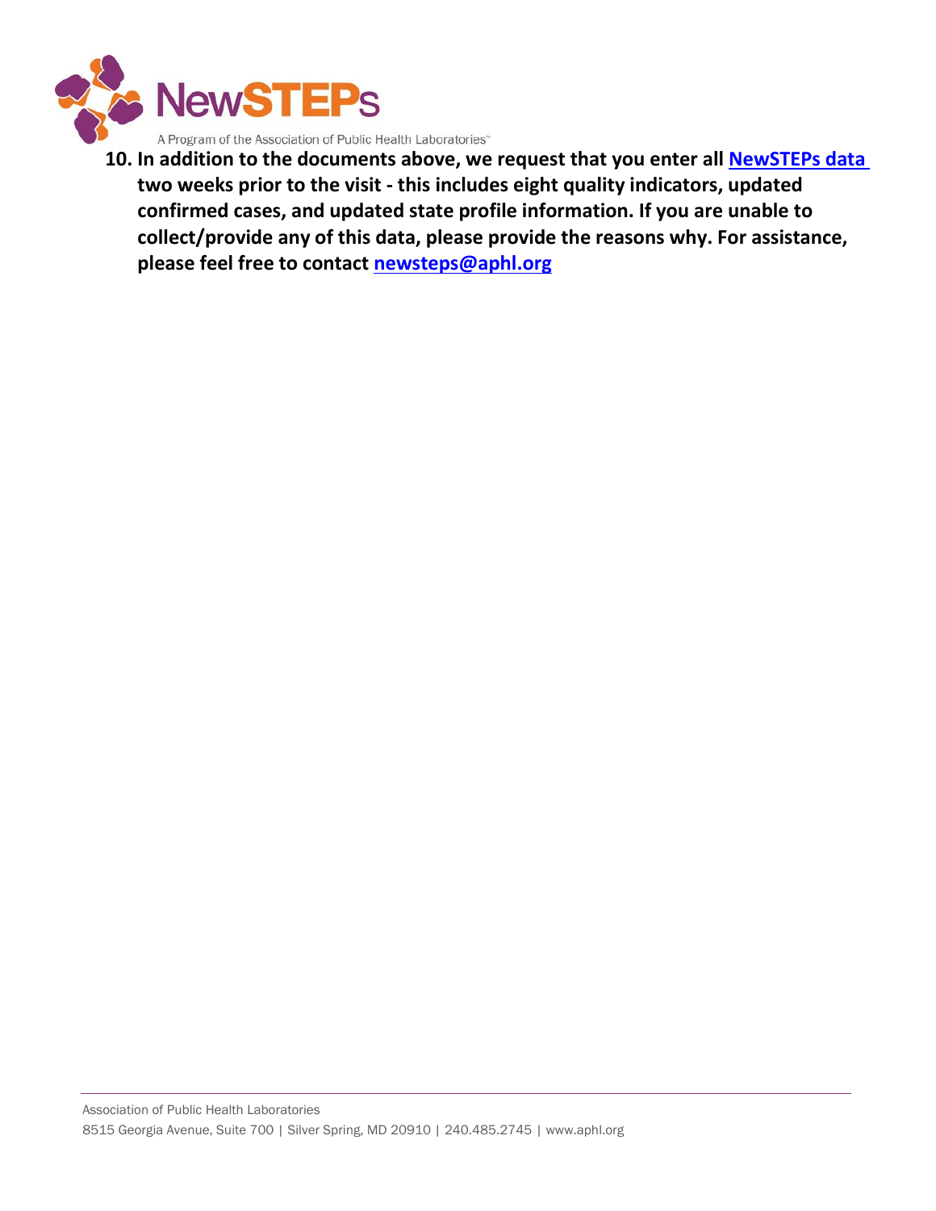10. **In addition to the documents above, we request that you enter all NewSTEPs data two weeks prior to the visit - this includes eight quality indicators, updated confirmed cases, and updated state profile information. If you are unable to collect/provide any of this data, please provide the reasons why. For assistance, please feel free to contact newsteps@aphl.org**